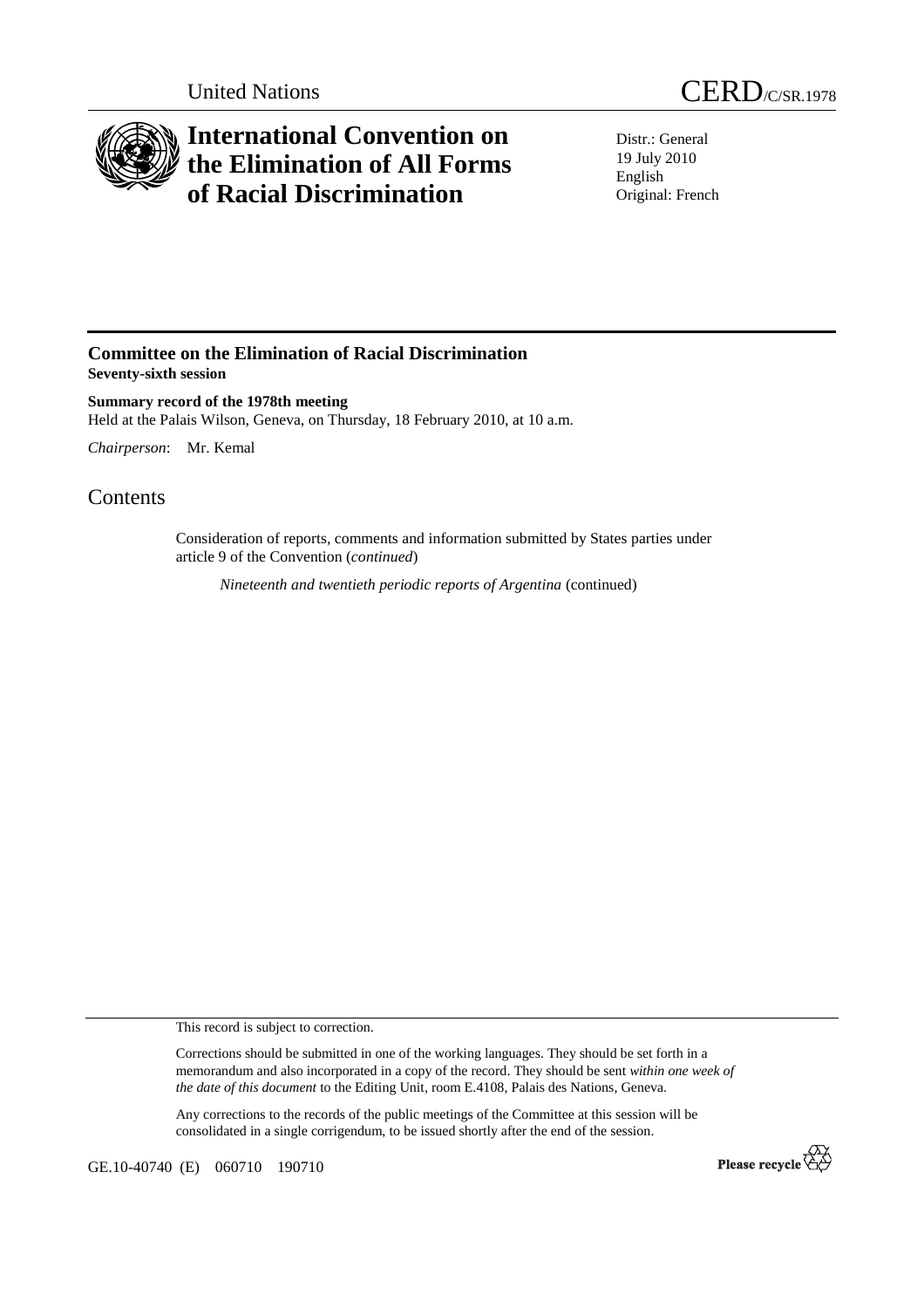United Nations

# CERD/C/SR.1978

# International Convention on the Elimination of All Forms of Racial Discrimination

Distr.: General
19 July 2010
English
Original: French

## Committee on the Elimination of Racial Discrimination
**Seventy-sixth session**

**Summary record of the 1978th meeting**
Held at the Palais Wilson, Geneva, on Thursday, 18 February 2010, at 10 a.m.

*Chairperson*: Mr. Kemal

# Contents

Consideration of reports, comments and information submitted by States parties under article 9 of the Convention (*continued*)

*Nineteenth and twentieth periodic reports of Argentina* (continued)

This record is subject to correction.

Corrections should be submitted in one of the working languages. They should be set forth in a memorandum and also incorporated in a copy of the record. They should be sent *within one week of the date of this document* to the Editing Unit, room E.4108, Palais des Nations, Geneva.

Any corrections to the records of the public meetings of the Committee at this session will be consolidated in a single corrigendum, to be issued shortly after the end of the session.

GE.10-40740 (E) 060710 190710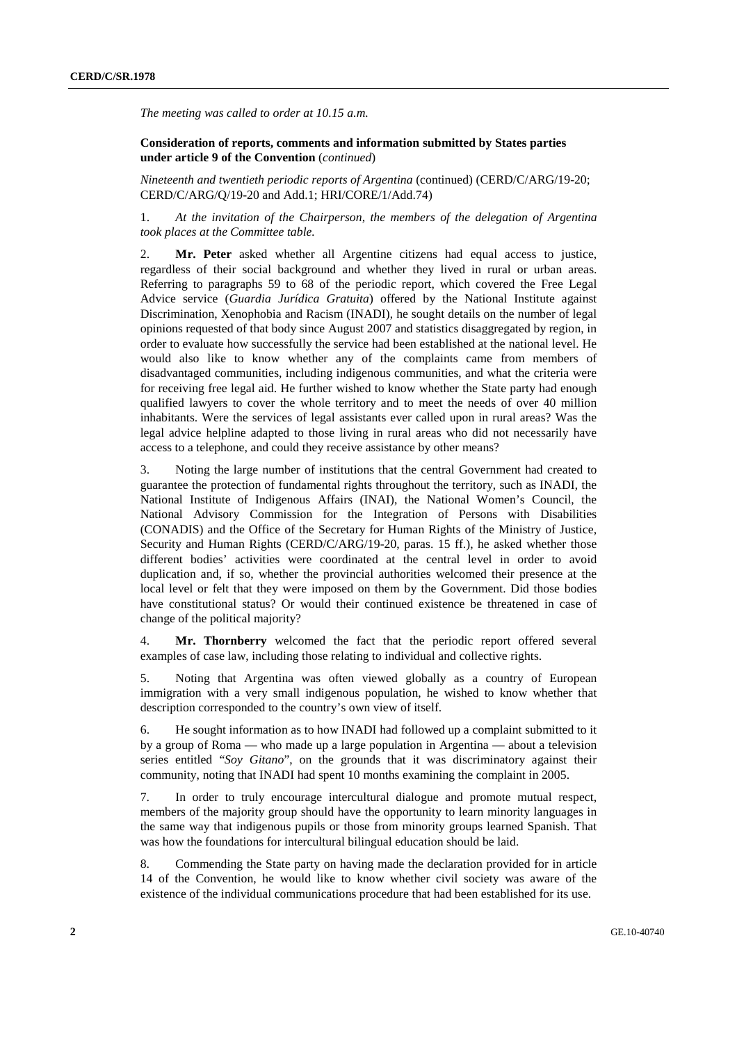*The meeting was called to order at 10.15 a.m.*

**Consideration of reports, comments and information submitted by States parties under article 9 of the Convention** (*continued*)

*Nineteenth and twentieth periodic reports of Argentina* (continued) (CERD/C/ARG/19-20; CERD/C/ARG/Q/19-20 and Add.1; HRI/CORE/1/Add.74)

1. *At the invitation of the Chairperson, the members of the delegation of Argentina took places at the Committee table.*

2. **Mr. Peter** asked whether all Argentine citizens had equal access to justice, regardless of their social background and whether they lived in rural or urban areas. Referring to paragraphs 59 to 68 of the periodic report, which covered the Free Legal Advice service (*Guardia Jurídica Gratuita*) offered by the National Institute against Discrimination, Xenophobia and Racism (INADI), he sought details on the number of legal opinions requested of that body since August 2007 and statistics disaggregated by region, in order to evaluate how successfully the service had been established at the national level. He would also like to know whether any of the complaints came from members of disadvantaged communities, including indigenous communities, and what the criteria were for receiving free legal aid. He further wished to know whether the State party had enough qualified lawyers to cover the whole territory and to meet the needs of over 40 million inhabitants. Were the services of legal assistants ever called upon in rural areas? Was the legal advice helpline adapted to those living in rural areas who did not necessarily have access to a telephone, and could they receive assistance by other means?

3. Noting the large number of institutions that the central Government had created to guarantee the protection of fundamental rights throughout the territory, such as INADI, the National Institute of Indigenous Affairs (INAI), the National Women's Council, the National Advisory Commission for the Integration of Persons with Disabilities (CONADIS) and the Office of the Secretary for Human Rights of the Ministry of Justice, Security and Human Rights (CERD/C/ARG/19-20, paras. 15 ff.), he asked whether those different bodies' activities were coordinated at the central level in order to avoid duplication and, if so, whether the provincial authorities welcomed their presence at the local level or felt that they were imposed on them by the Government. Did those bodies have constitutional status? Or would their continued existence be threatened in case of change of the political majority?

4. **Mr. Thornberry** welcomed the fact that the periodic report offered several examples of case law, including those relating to individual and collective rights.

5. Noting that Argentina was often viewed globally as a country of European immigration with a very small indigenous population, he wished to know whether that description corresponded to the country's own view of itself.

6. He sought information as to how INADI had followed up a complaint submitted to it by a group of Roma — who made up a large population in Argentina — about a television series entitled "*Soy Gitano*", on the grounds that it was discriminatory against their community, noting that INADI had spent 10 months examining the complaint in 2005.

7. In order to truly encourage intercultural dialogue and promote mutual respect, members of the majority group should have the opportunity to learn minority languages in the same way that indigenous pupils or those from minority groups learned Spanish. That was how the foundations for intercultural bilingual education should be laid.

8. Commending the State party on having made the declaration provided for in article 14 of the Convention, he would like to know whether civil society was aware of the existence of the individual communications procedure that had been established for its use.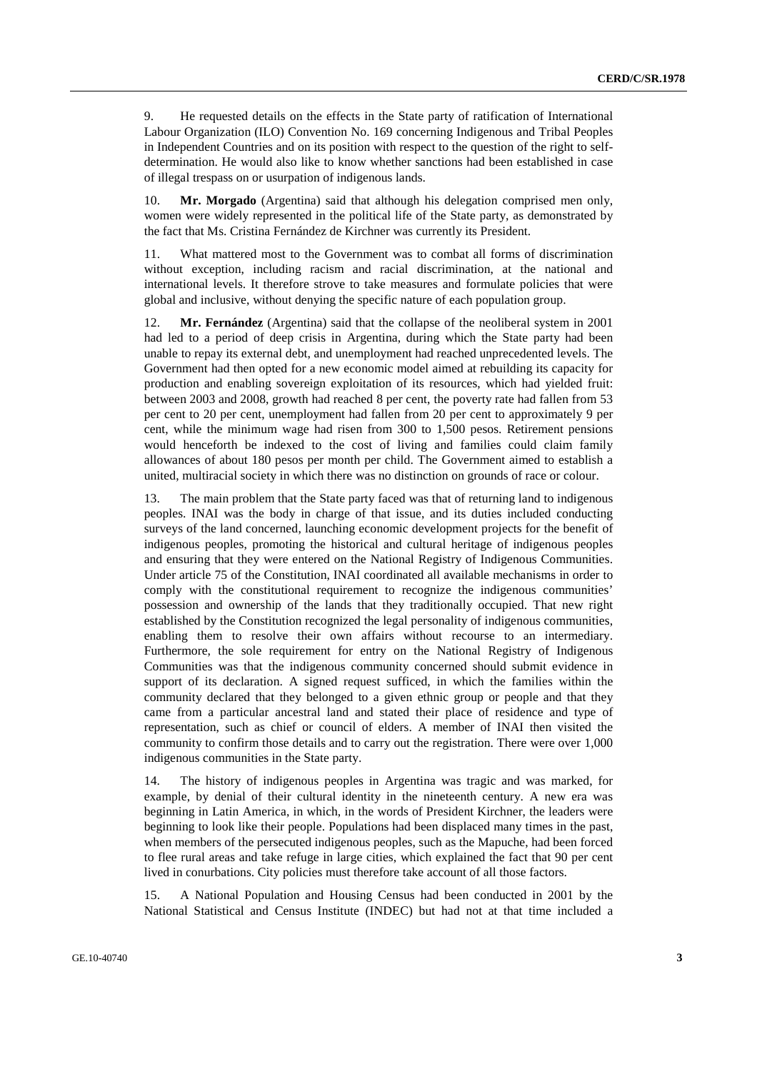9. He requested details on the effects in the State party of ratification of International Labour Organization (ILO) Convention No. 169 concerning Indigenous and Tribal Peoples in Independent Countries and on its position with respect to the question of the right to self-determination. He would also like to know whether sanctions had been established in case of illegal trespass on or usurpation of indigenous lands.

10. **Mr. Morgado** (Argentina) said that although his delegation comprised men only, women were widely represented in the political life of the State party, as demonstrated by the fact that Ms. Cristina Fernández de Kirchner was currently its President.

11. What mattered most to the Government was to combat all forms of discrimination without exception, including racism and racial discrimination, at the national and international levels. It therefore strove to take measures and formulate policies that were global and inclusive, without denying the specific nature of each population group.

12. **Mr. Fernández** (Argentina) said that the collapse of the neoliberal system in 2001 had led to a period of deep crisis in Argentina, during which the State party had been unable to repay its external debt, and unemployment had reached unprecedented levels. The Government had then opted for a new economic model aimed at rebuilding its capacity for production and enabling sovereign exploitation of its resources, which had yielded fruit: between 2003 and 2008, growth had reached 8 per cent, the poverty rate had fallen from 53 per cent to 20 per cent, unemployment had fallen from 20 per cent to approximately 9 per cent, while the minimum wage had risen from 300 to 1,500 pesos. Retirement pensions would henceforth be indexed to the cost of living and families could claim family allowances of about 180 pesos per month per child. The Government aimed to establish a united, multiracial society in which there was no distinction on grounds of race or colour.

13. The main problem that the State party faced was that of returning land to indigenous peoples. INAI was the body in charge of that issue, and its duties included conducting surveys of the land concerned, launching economic development projects for the benefit of indigenous peoples, promoting the historical and cultural heritage of indigenous peoples and ensuring that they were entered on the National Registry of Indigenous Communities. Under article 75 of the Constitution, INAI coordinated all available mechanisms in order to comply with the constitutional requirement to recognize the indigenous communities' possession and ownership of the lands that they traditionally occupied. That new right established by the Constitution recognized the legal personality of indigenous communities, enabling them to resolve their own affairs without recourse to an intermediary. Furthermore, the sole requirement for entry on the National Registry of Indigenous Communities was that the indigenous community concerned should submit evidence in support of its declaration. A signed request sufficed, in which the families within the community declared that they belonged to a given ethnic group or people and that they came from a particular ancestral land and stated their place of residence and type of representation, such as chief or council of elders. A member of INAI then visited the community to confirm those details and to carry out the registration. There were over 1,000 indigenous communities in the State party.

14. The history of indigenous peoples in Argentina was tragic and was marked, for example, by denial of their cultural identity in the nineteenth century. A new era was beginning in Latin America, in which, in the words of President Kirchner, the leaders were beginning to look like their people. Populations had been displaced many times in the past, when members of the persecuted indigenous peoples, such as the Mapuche, had been forced to flee rural areas and take refuge in large cities, which explained the fact that 90 per cent lived in conurbations. City policies must therefore take account of all those factors.

15. A National Population and Housing Census had been conducted in 2001 by the National Statistical and Census Institute (INDEC) but had not at that time included a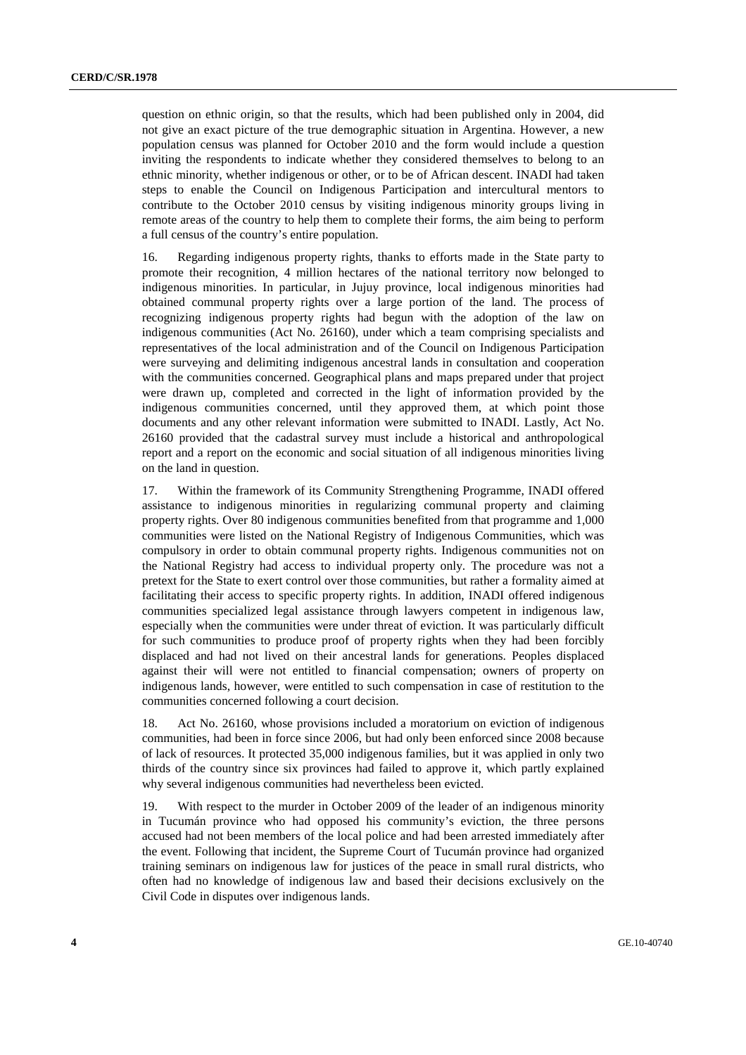question on ethnic origin, so that the results, which had been published only in 2004, did not give an exact picture of the true demographic situation in Argentina. However, a new population census was planned for October 2010 and the form would include a question inviting the respondents to indicate whether they considered themselves to belong to an ethnic minority, whether indigenous or other, or to be of African descent. INADI had taken steps to enable the Council on Indigenous Participation and intercultural mentors to contribute to the October 2010 census by visiting indigenous minority groups living in remote areas of the country to help them to complete their forms, the aim being to perform a full census of the country's entire population.

16. Regarding indigenous property rights, thanks to efforts made in the State party to promote their recognition, 4 million hectares of the national territory now belonged to indigenous minorities. In particular, in Jujuy province, local indigenous minorities had obtained communal property rights over a large portion of the land. The process of recognizing indigenous property rights had begun with the adoption of the law on indigenous communities (Act No. 26160), under which a team comprising specialists and representatives of the local administration and of the Council on Indigenous Participation were surveying and delimiting indigenous ancestral lands in consultation and cooperation with the communities concerned. Geographical plans and maps prepared under that project were drawn up, completed and corrected in the light of information provided by the indigenous communities concerned, until they approved them, at which point those documents and any other relevant information were submitted to INADI. Lastly, Act No. 26160 provided that the cadastral survey must include a historical and anthropological report and a report on the economic and social situation of all indigenous minorities living on the land in question.

17. Within the framework of its Community Strengthening Programme, INADI offered assistance to indigenous minorities in regularizing communal property and claiming property rights. Over 80 indigenous communities benefited from that programme and 1,000 communities were listed on the National Registry of Indigenous Communities, which was compulsory in order to obtain communal property rights. Indigenous communities not on the National Registry had access to individual property only. The procedure was not a pretext for the State to exert control over those communities, but rather a formality aimed at facilitating their access to specific property rights. In addition, INADI offered indigenous communities specialized legal assistance through lawyers competent in indigenous law, especially when the communities were under threat of eviction. It was particularly difficult for such communities to produce proof of property rights when they had been forcibly displaced and had not lived on their ancestral lands for generations. Peoples displaced against their will were not entitled to financial compensation; owners of property on indigenous lands, however, were entitled to such compensation in case of restitution to the communities concerned following a court decision.

18. Act No. 26160, whose provisions included a moratorium on eviction of indigenous communities, had been in force since 2006, but had only been enforced since 2008 because of lack of resources. It protected 35,000 indigenous families, but it was applied in only two thirds of the country since six provinces had failed to approve it, which partly explained why several indigenous communities had nevertheless been evicted.

19. With respect to the murder in October 2009 of the leader of an indigenous minority in Tucumán province who had opposed his community's eviction, the three persons accused had not been members of the local police and had been arrested immediately after the event. Following that incident, the Supreme Court of Tucumán province had organized training seminars on indigenous law for justices of the peace in small rural districts, who often had no knowledge of indigenous law and based their decisions exclusively on the Civil Code in disputes over indigenous lands.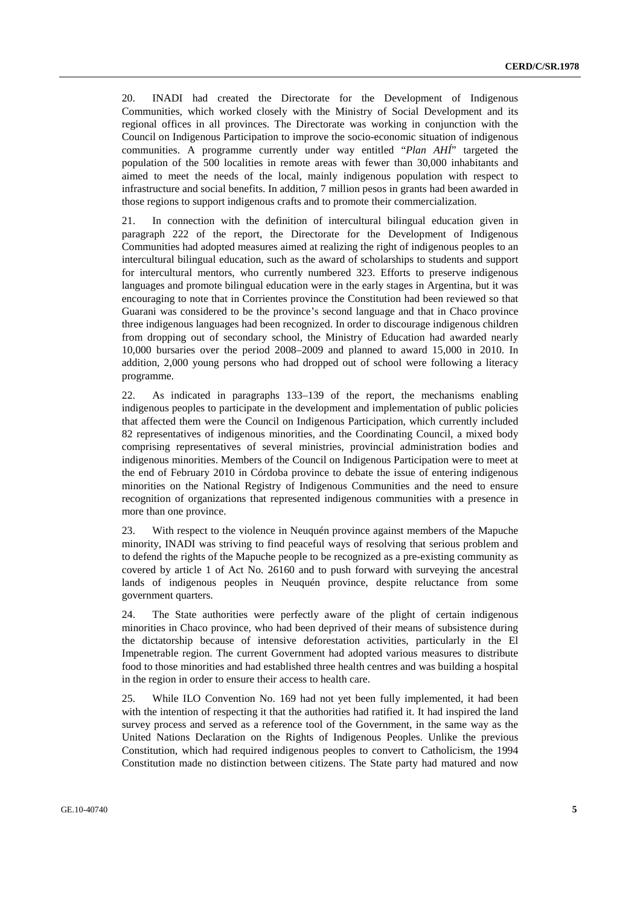20. INADI had created the Directorate for the Development of Indigenous Communities, which worked closely with the Ministry of Social Development and its regional offices in all provinces. The Directorate was working in conjunction with the Council on Indigenous Participation to improve the socio-economic situation of indigenous communities. A programme currently under way entitled "*Plan AHÍ*" targeted the population of the 500 localities in remote areas with fewer than 30,000 inhabitants and aimed to meet the needs of the local, mainly indigenous population with respect to infrastructure and social benefits. In addition, 7 million pesos in grants had been awarded in those regions to support indigenous crafts and to promote their commercialization.

21. In connection with the definition of intercultural bilingual education given in paragraph 222 of the report, the Directorate for the Development of Indigenous Communities had adopted measures aimed at realizing the right of indigenous peoples to an intercultural bilingual education, such as the award of scholarships to students and support for intercultural mentors, who currently numbered 323. Efforts to preserve indigenous languages and promote bilingual education were in the early stages in Argentina, but it was encouraging to note that in Corrientes province the Constitution had been reviewed so that Guarani was considered to be the province's second language and that in Chaco province three indigenous languages had been recognized. In order to discourage indigenous children from dropping out of secondary school, the Ministry of Education had awarded nearly 10,000 bursaries over the period 2008–2009 and planned to award 15,000 in 2010. In addition, 2,000 young persons who had dropped out of school were following a literacy programme.

22. As indicated in paragraphs 133–139 of the report, the mechanisms enabling indigenous peoples to participate in the development and implementation of public policies that affected them were the Council on Indigenous Participation, which currently included 82 representatives of indigenous minorities, and the Coordinating Council, a mixed body comprising representatives of several ministries, provincial administration bodies and indigenous minorities. Members of the Council on Indigenous Participation were to meet at the end of February 2010 in Córdoba province to debate the issue of entering indigenous minorities on the National Registry of Indigenous Communities and the need to ensure recognition of organizations that represented indigenous communities with a presence in more than one province.

23. With respect to the violence in Neuquén province against members of the Mapuche minority, INADI was striving to find peaceful ways of resolving that serious problem and to defend the rights of the Mapuche people to be recognized as a pre-existing community as covered by article 1 of Act No. 26160 and to push forward with surveying the ancestral lands of indigenous peoples in Neuquén province, despite reluctance from some government quarters.

24. The State authorities were perfectly aware of the plight of certain indigenous minorities in Chaco province, who had been deprived of their means of subsistence during the dictatorship because of intensive deforestation activities, particularly in the El Impenetrable region. The current Government had adopted various measures to distribute food to those minorities and had established three health centres and was building a hospital in the region in order to ensure their access to health care.

25. While ILO Convention No. 169 had not yet been fully implemented, it had been with the intention of respecting it that the authorities had ratified it. It had inspired the land survey process and served as a reference tool of the Government, in the same way as the United Nations Declaration on the Rights of Indigenous Peoples. Unlike the previous Constitution, which had required indigenous peoples to convert to Catholicism, the 1994 Constitution made no distinction between citizens. The State party had matured and now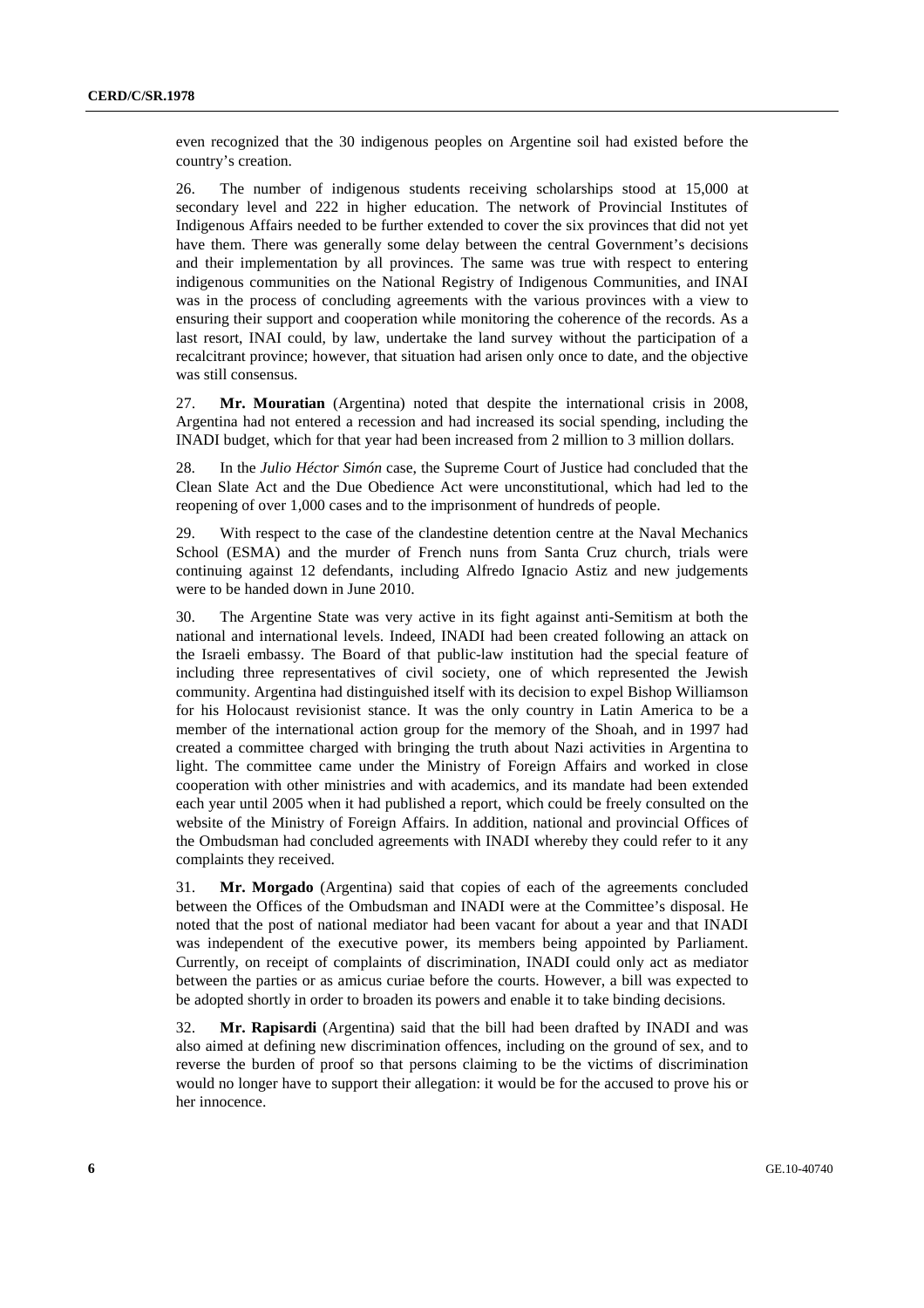even recognized that the 30 indigenous peoples on Argentine soil had existed before the country's creation.

26. The number of indigenous students receiving scholarships stood at 15,000 at secondary level and 222 in higher education. The network of Provincial Institutes of Indigenous Affairs needed to be further extended to cover the six provinces that did not yet have them. There was generally some delay between the central Government's decisions and their implementation by all provinces. The same was true with respect to entering indigenous communities on the National Registry of Indigenous Communities, and INAI was in the process of concluding agreements with the various provinces with a view to ensuring their support and cooperation while monitoring the coherence of the records. As a last resort, INAI could, by law, undertake the land survey without the participation of a recalcitrant province; however, that situation had arisen only once to date, and the objective was still consensus.

27. **Mr. Mouratian** (Argentina) noted that despite the international crisis in 2008, Argentina had not entered a recession and had increased its social spending, including the INADI budget, which for that year had been increased from 2 million to 3 million dollars.

28. In the *Julio Héctor Simón* case, the Supreme Court of Justice had concluded that the Clean Slate Act and the Due Obedience Act were unconstitutional, which had led to the reopening of over 1,000 cases and to the imprisonment of hundreds of people.

29. With respect to the case of the clandestine detention centre at the Naval Mechanics School (ESMA) and the murder of French nuns from Santa Cruz church, trials were continuing against 12 defendants, including Alfredo Ignacio Astiz and new judgements were to be handed down in June 2010.

30. The Argentine State was very active in its fight against anti-Semitism at both the national and international levels. Indeed, INADI had been created following an attack on the Israeli embassy. The Board of that public-law institution had the special feature of including three representatives of civil society, one of which represented the Jewish community. Argentina had distinguished itself with its decision to expel Bishop Williamson for his Holocaust revisionist stance. It was the only country in Latin America to be a member of the international action group for the memory of the Shoah, and in 1997 had created a committee charged with bringing the truth about Nazi activities in Argentina to light. The committee came under the Ministry of Foreign Affairs and worked in close cooperation with other ministries and with academics, and its mandate had been extended each year until 2005 when it had published a report, which could be freely consulted on the website of the Ministry of Foreign Affairs. In addition, national and provincial Offices of the Ombudsman had concluded agreements with INADI whereby they could refer to it any complaints they received.

31. **Mr. Morgado** (Argentina) said that copies of each of the agreements concluded between the Offices of the Ombudsman and INADI were at the Committee's disposal. He noted that the post of national mediator had been vacant for about a year and that INADI was independent of the executive power, its members being appointed by Parliament. Currently, on receipt of complaints of discrimination, INADI could only act as mediator between the parties or as amicus curiae before the courts. However, a bill was expected to be adopted shortly in order to broaden its powers and enable it to take binding decisions.

32. **Mr. Rapisardi** (Argentina) said that the bill had been drafted by INADI and was also aimed at defining new discrimination offences, including on the ground of sex, and to reverse the burden of proof so that persons claiming to be the victims of discrimination would no longer have to support their allegation: it would be for the accused to prove his or her innocence.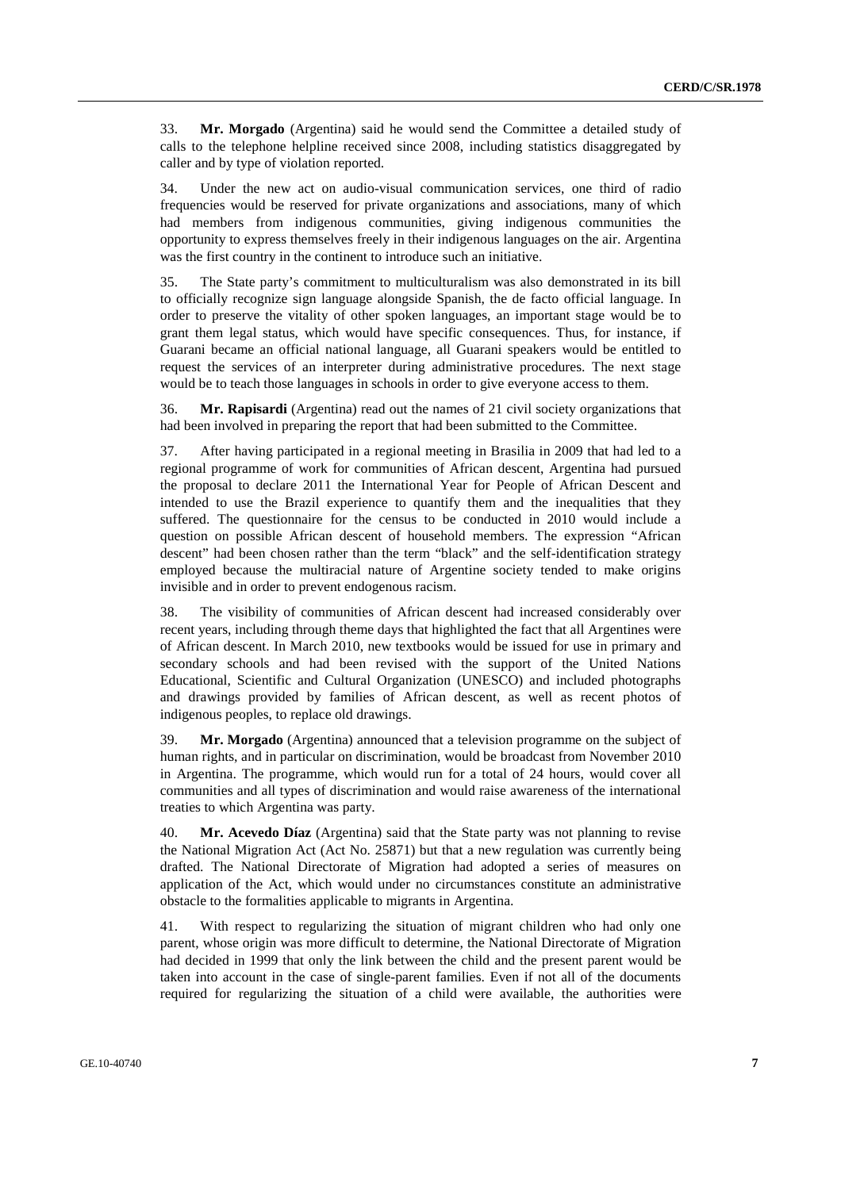33. **Mr. Morgado** (Argentina) said he would send the Committee a detailed study of calls to the telephone helpline received since 2008, including statistics disaggregated by caller and by type of violation reported.

34. Under the new act on audio-visual communication services, one third of radio frequencies would be reserved for private organizations and associations, many of which had members from indigenous communities, giving indigenous communities the opportunity to express themselves freely in their indigenous languages on the air. Argentina was the first country in the continent to introduce such an initiative.

35. The State party's commitment to multiculturalism was also demonstrated in its bill to officially recognize sign language alongside Spanish, the de facto official language. In order to preserve the vitality of other spoken languages, an important stage would be to grant them legal status, which would have specific consequences. Thus, for instance, if Guarani became an official national language, all Guarani speakers would be entitled to request the services of an interpreter during administrative procedures. The next stage would be to teach those languages in schools in order to give everyone access to them.

36. **Mr. Rapisardi** (Argentina) read out the names of 21 civil society organizations that had been involved in preparing the report that had been submitted to the Committee.

37. After having participated in a regional meeting in Brasilia in 2009 that had led to a regional programme of work for communities of African descent, Argentina had pursued the proposal to declare 2011 the International Year for People of African Descent and intended to use the Brazil experience to quantify them and the inequalities that they suffered. The questionnaire for the census to be conducted in 2010 would include a question on possible African descent of household members. The expression "African descent" had been chosen rather than the term "black" and the self-identification strategy employed because the multiracial nature of Argentine society tended to make origins invisible and in order to prevent endogenous racism.

38. The visibility of communities of African descent had increased considerably over recent years, including through theme days that highlighted the fact that all Argentines were of African descent. In March 2010, new textbooks would be issued for use in primary and secondary schools and had been revised with the support of the United Nations Educational, Scientific and Cultural Organization (UNESCO) and included photographs and drawings provided by families of African descent, as well as recent photos of indigenous peoples, to replace old drawings.

39. **Mr. Morgado** (Argentina) announced that a television programme on the subject of human rights, and in particular on discrimination, would be broadcast from November 2010 in Argentina. The programme, which would run for a total of 24 hours, would cover all communities and all types of discrimination and would raise awareness of the international treaties to which Argentina was party.

40. **Mr. Acevedo Díaz** (Argentina) said that the State party was not planning to revise the National Migration Act (Act No. 25871) but that a new regulation was currently being drafted. The National Directorate of Migration had adopted a series of measures on application of the Act, which would under no circumstances constitute an administrative obstacle to the formalities applicable to migrants in Argentina.

41. With respect to regularizing the situation of migrant children who had only one parent, whose origin was more difficult to determine, the National Directorate of Migration had decided in 1999 that only the link between the child and the present parent would be taken into account in the case of single-parent families. Even if not all of the documents required for regularizing the situation of a child were available, the authorities were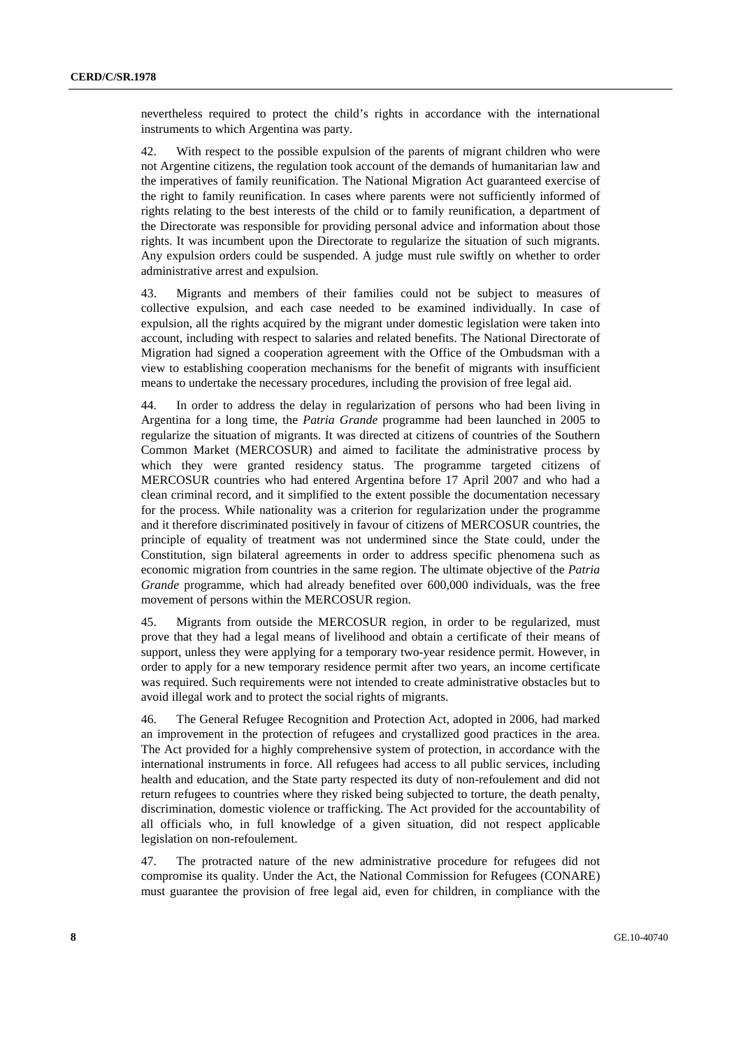nevertheless required to protect the child's rights in accordance with the international instruments to which Argentina was party.

42. With respect to the possible expulsion of the parents of migrant children who were not Argentine citizens, the regulation took account of the demands of humanitarian law and the imperatives of family reunification. The National Migration Act guaranteed exercise of the right to family reunification. In cases where parents were not sufficiently informed of rights relating to the best interests of the child or to family reunification, a department of the Directorate was responsible for providing personal advice and information about those rights. It was incumbent upon the Directorate to regularize the situation of such migrants. Any expulsion orders could be suspended. A judge must rule swiftly on whether to order administrative arrest and expulsion.

43. Migrants and members of their families could not be subject to measures of collective expulsion, and each case needed to be examined individually. In case of expulsion, all the rights acquired by the migrant under domestic legislation were taken into account, including with respect to salaries and related benefits. The National Directorate of Migration had signed a cooperation agreement with the Office of the Ombudsman with a view to establishing cooperation mechanisms for the benefit of migrants with insufficient means to undertake the necessary procedures, including the provision of free legal aid.

44. In order to address the delay in regularization of persons who had been living in Argentina for a long time, the *Patria Grande* programme had been launched in 2005 to regularize the situation of migrants. It was directed at citizens of countries of the Southern Common Market (MERCOSUR) and aimed to facilitate the administrative process by which they were granted residency status. The programme targeted citizens of MERCOSUR countries who had entered Argentina before 17 April 2007 and who had a clean criminal record, and it simplified to the extent possible the documentation necessary for the process. While nationality was a criterion for regularization under the programme and it therefore discriminated positively in favour of citizens of MERCOSUR countries, the principle of equality of treatment was not undermined since the State could, under the Constitution, sign bilateral agreements in order to address specific phenomena such as economic migration from countries in the same region. The ultimate objective of the *Patria Grande* programme, which had already benefited over 600,000 individuals, was the free movement of persons within the MERCOSUR region.

45. Migrants from outside the MERCOSUR region, in order to be regularized, must prove that they had a legal means of livelihood and obtain a certificate of their means of support, unless they were applying for a temporary two-year residence permit. However, in order to apply for a new temporary residence permit after two years, an income certificate was required. Such requirements were not intended to create administrative obstacles but to avoid illegal work and to protect the social rights of migrants.

46. The General Refugee Recognition and Protection Act, adopted in 2006, had marked an improvement in the protection of refugees and crystallized good practices in the area. The Act provided for a highly comprehensive system of protection, in accordance with the international instruments in force. All refugees had access to all public services, including health and education, and the State party respected its duty of non-refoulement and did not return refugees to countries where they risked being subjected to torture, the death penalty, discrimination, domestic violence or trafficking. The Act provided for the accountability of all officials who, in full knowledge of a given situation, did not respect applicable legislation on non-refoulement.

47. The protracted nature of the new administrative procedure for refugees did not compromise its quality. Under the Act, the National Commission for Refugees (CONARE) must guarantee the provision of free legal aid, even for children, in compliance with the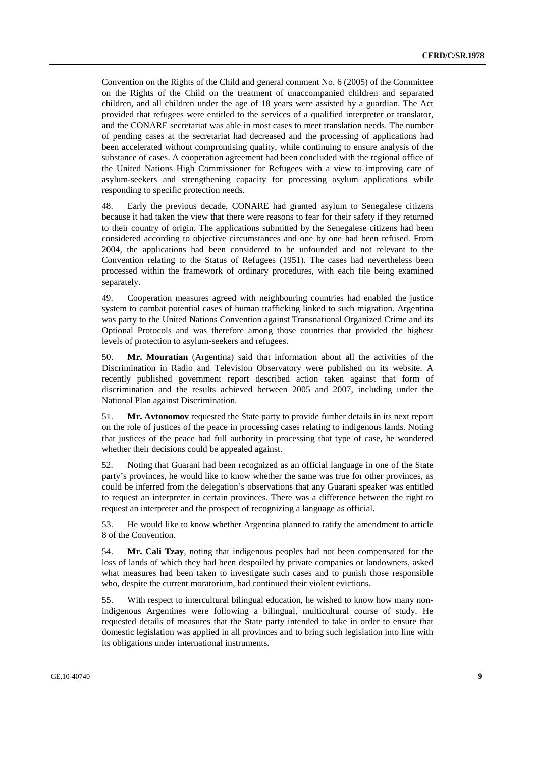Convention on the Rights of the Child and general comment No. 6 (2005) of the Committee on the Rights of the Child on the treatment of unaccompanied children and separated children, and all children under the age of 18 years were assisted by a guardian. The Act provided that refugees were entitled to the services of a qualified interpreter or translator, and the CONARE secretariat was able in most cases to meet translation needs. The number of pending cases at the secretariat had decreased and the processing of applications had been accelerated without compromising quality, while continuing to ensure analysis of the substance of cases. A cooperation agreement had been concluded with the regional office of the United Nations High Commissioner for Refugees with a view to improving care of asylum-seekers and strengthening capacity for processing asylum applications while responding to specific protection needs.

48. Early the previous decade, CONARE had granted asylum to Senegalese citizens because it had taken the view that there were reasons to fear for their safety if they returned to their country of origin. The applications submitted by the Senegalese citizens had been considered according to objective circumstances and one by one had been refused. From 2004, the applications had been considered to be unfounded and not relevant to the Convention relating to the Status of Refugees (1951). The cases had nevertheless been processed within the framework of ordinary procedures, with each file being examined separately.

49. Cooperation measures agreed with neighbouring countries had enabled the justice system to combat potential cases of human trafficking linked to such migration. Argentina was party to the United Nations Convention against Transnational Organized Crime and its Optional Protocols and was therefore among those countries that provided the highest levels of protection to asylum-seekers and refugees.

50. **Mr. Mouratian** (Argentina) said that information about all the activities of the Discrimination in Radio and Television Observatory were published on its website. A recently published government report described action taken against that form of discrimination and the results achieved between 2005 and 2007, including under the National Plan against Discrimination.

51. **Mr. Avtonomov** requested the State party to provide further details in its next report on the role of justices of the peace in processing cases relating to indigenous lands. Noting that justices of the peace had full authority in processing that type of case, he wondered whether their decisions could be appealed against.

52. Noting that Guarani had been recognized as an official language in one of the State party's provinces, he would like to know whether the same was true for other provinces, as could be inferred from the delegation's observations that any Guarani speaker was entitled to request an interpreter in certain provinces. There was a difference between the right to request an interpreter and the prospect of recognizing a language as official.

53. He would like to know whether Argentina planned to ratify the amendment to article 8 of the Convention.

54. **Mr. Cali Tzay**, noting that indigenous peoples had not been compensated for the loss of lands of which they had been despoiled by private companies or landowners, asked what measures had been taken to investigate such cases and to punish those responsible who, despite the current moratorium, had continued their violent evictions.

55. With respect to intercultural bilingual education, he wished to know how many non-indigenous Argentines were following a bilingual, multicultural course of study. He requested details of measures that the State party intended to take in order to ensure that domestic legislation was applied in all provinces and to bring such legislation into line with its obligations under international instruments.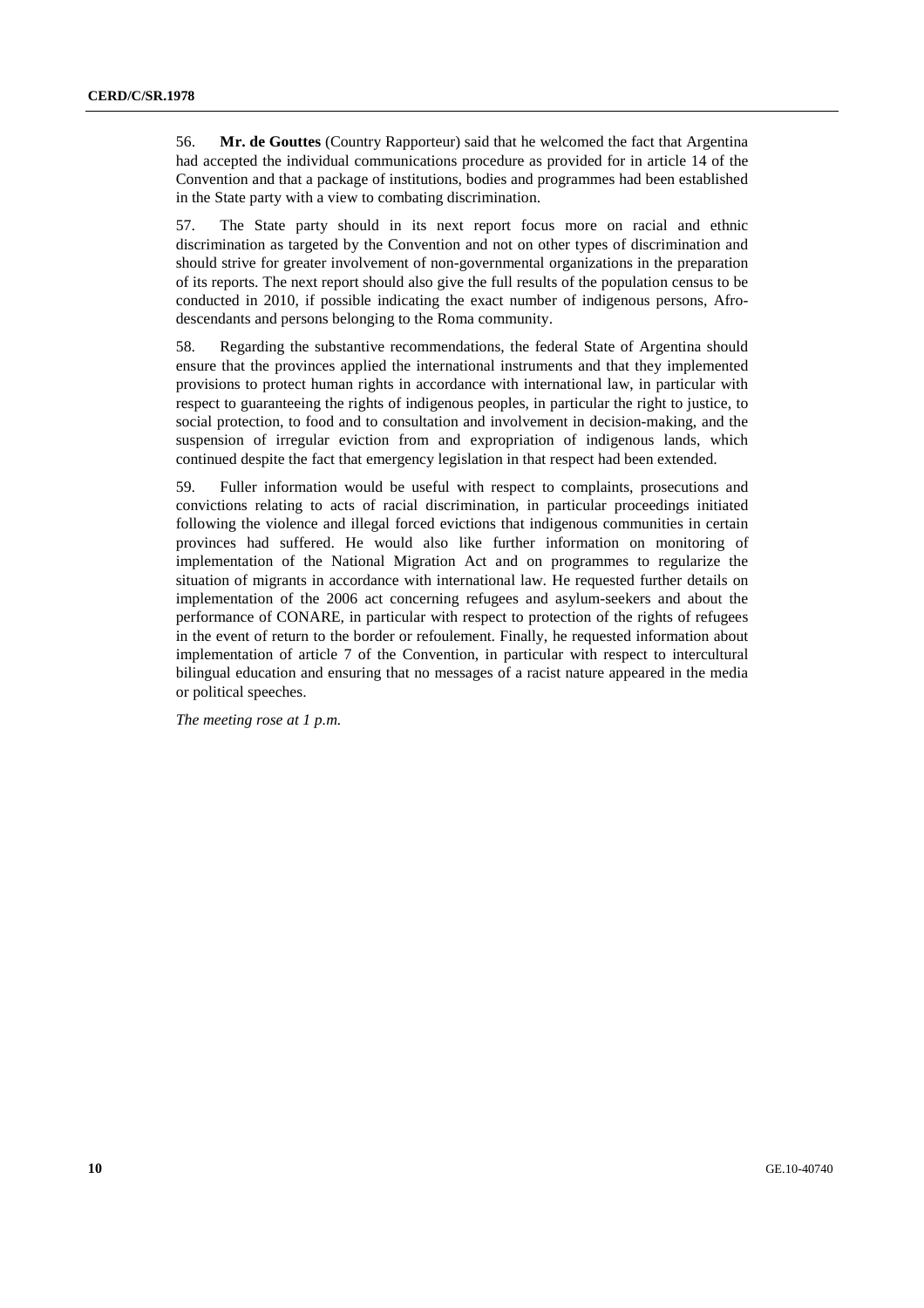56. **Mr. de Gouttes** (Country Rapporteur) said that he welcomed the fact that Argentina had accepted the individual communications procedure as provided for in article 14 of the Convention and that a package of institutions, bodies and programmes had been established in the State party with a view to combating discrimination.

57. The State party should in its next report focus more on racial and ethnic discrimination as targeted by the Convention and not on other types of discrimination and should strive for greater involvement of non-governmental organizations in the preparation of its reports. The next report should also give the full results of the population census to be conducted in 2010, if possible indicating the exact number of indigenous persons, Afro-descendants and persons belonging to the Roma community.

58. Regarding the substantive recommendations, the federal State of Argentina should ensure that the provinces applied the international instruments and that they implemented provisions to protect human rights in accordance with international law, in particular with respect to guaranteeing the rights of indigenous peoples, in particular the right to justice, to social protection, to food and to consultation and involvement in decision-making, and the suspension of irregular eviction from and expropriation of indigenous lands, which continued despite the fact that emergency legislation in that respect had been extended.

59. Fuller information would be useful with respect to complaints, prosecutions and convictions relating to acts of racial discrimination, in particular proceedings initiated following the violence and illegal forced evictions that indigenous communities in certain provinces had suffered. He would also like further information on monitoring of implementation of the National Migration Act and on programmes to regularize the situation of migrants in accordance with international law. He requested further details on implementation of the 2006 act concerning refugees and asylum-seekers and about the performance of CONARE, in particular with respect to protection of the rights of refugees in the event of return to the border or refoulement. Finally, he requested information about implementation of article 7 of the Convention, in particular with respect to intercultural bilingual education and ensuring that no messages of a racist nature appeared in the media or political speeches.

*The meeting rose at 1 p.m.*